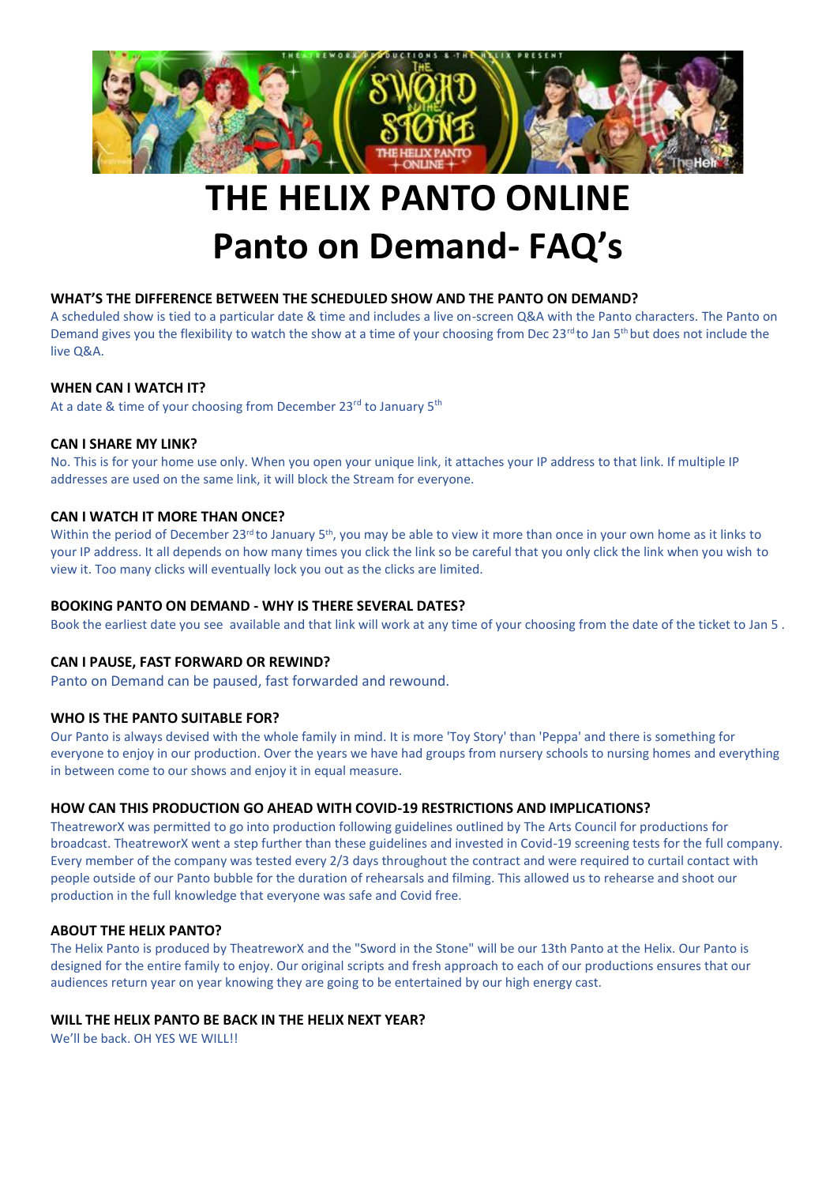# THE HELIX PANTO ONLINE
# Panto on Demand- FAQ's

### WHAT'S THE DIFFERENCE BETWEEN THE SCHEDULED SHOW AND THE PANTO ON DEMAND?

A scheduled show is tied to a particular date & time and includes a live on-screen Q&A with the Panto characters. The Panto on Demand gives you the flexibility to watch the show at a time of your choosing from Dec 23rd to Jan 5th but does not include the live Q&A.

### WHEN CAN I WATCH IT?

At a date & time of your choosing from December 23rd to January 5th

### CAN I SHARE MY LINK?

No. This is for your home use only. When you open your unique link, it attaches your IP address to that link. If multiple IP addresses are used on the same link, it will block the Stream for everyone.

### CAN I WATCH IT MORE THAN ONCE?

Within the period of December 23rd to January 5th, you may be able to view it more than once in your own home as it links to your IP address. It all depends on how many times you click the link so be careful that you only click the link when you wish to view it. Too many clicks will eventually lock you out as the clicks are limited.

### BOOKING PANTO ON DEMAND - WHY IS THERE SEVERAL DATES?

Book the earliest date you see available and that link will work at any time of your choosing from the date of the ticket to Jan 5 .

### CAN I PAUSE, FAST FORWARD OR REWIND?

Panto on Demand can be paused, fast forwarded and rewound.

### WHO IS THE PANTO SUITABLE FOR?

Our Panto is always devised with the whole family in mind. It is more 'Toy Story' than 'Peppa' and there is something for everyone to enjoy in our production. Over the years we have had groups from nursery schools to nursing homes and everything in between come to our shows and enjoy it in equal measure.

### HOW CAN THIS PRODUCTION GO AHEAD WITH COVID-19 RESTRICTIONS AND IMPLICATIONS?

TheatreworX was permitted to go into production following guidelines outlined by The Arts Council for productions for broadcast. TheatreworX went a step further than these guidelines and invested in Covid-19 screening tests for the full company. Every member of the company was tested every 2/3 days throughout the contract and were required to curtail contact with people outside of our Panto bubble for the duration of rehearsals and filming. This allowed us to rehearse and shoot our production in the full knowledge that everyone was safe and Covid free.

### ABOUT THE HELIX PANTO?

The Helix Panto is produced by TheatreworX and the "Sword in the Stone" will be our 13th Panto at the Helix. Our Panto is designed for the entire family to enjoy. Our original scripts and fresh approach to each of our productions ensures that our audiences return year on year knowing they are going to be entertained by our high energy cast.

### WILL THE HELIX PANTO BE BACK IN THE HELIX NEXT YEAR?

We'll be back. OH YES WE WILL!!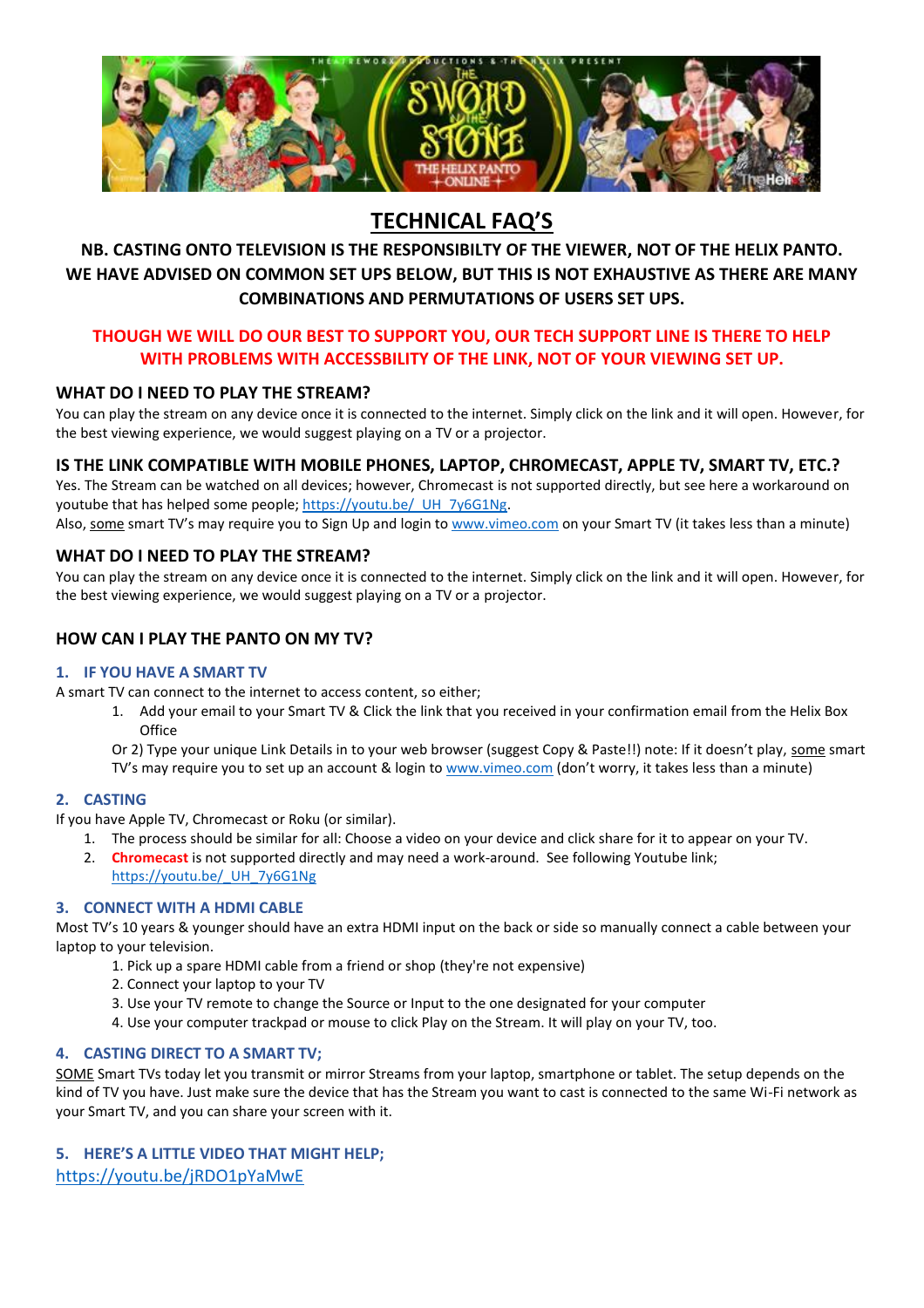# TECHNICAL FAQ'S

**NB. CASTING ONTO TELEVISION IS THE RESPONSIBILTY OF THE VIEWER, NOT OF THE HELIX PANTO. WE HAVE ADVISED ON COMMON SET UPS BELOW, BUT THIS IS NOT EXHAUSTIVE AS THERE ARE MANY COMBINATIONS AND PERMUTATIONS OF USERS SET UPS.**

**THOUGH WE WILL DO OUR BEST TO SUPPORT YOU, OUR TECH SUPPORT LINE IS THERE TO HELP WITH PROBLEMS WITH ACCESSBILITY OF THE LINK, NOT OF YOUR VIEWING SET UP.**

## WHAT DO I NEED TO PLAY THE STREAM?

You can play the stream on any device once it is connected to the internet. Simply click on the link and it will open. However, for the best viewing experience, we would suggest playing on a TV or a projector.

## IS THE LINK COMPATIBLE WITH MOBILE PHONES, LAPTOP, CHROMECAST, APPLE TV, SMART TV, ETC.?

Yes. The Stream can be watched on all devices; however, Chromecast is not supported directly, but see here a workaround on youtube that has helped some people; https://youtu.be/_UH_7y6G1Ng.
Also, some smart TV's may require you to Sign Up and login to www.vimeo.com on your Smart TV (it takes less than a minute)

## WHAT DO I NEED TO PLAY THE STREAM?

You can play the stream on any device once it is connected to the internet. Simply click on the link and it will open. However, for the best viewing experience, we would suggest playing on a TV or a projector.

## HOW CAN I PLAY THE PANTO ON MY TV?

### 1. IF YOU HAVE A SMART TV

A smart TV can connect to the internet to access content, so either;

1. Add your email to your Smart TV & Click the link that you received in your confirmation email from the Helix Box Office

Or 2) Type your unique Link Details in to your web browser (suggest Copy & Paste!!) note: If it doesn't play, some smart TV's may require you to set up an account & login to www.vimeo.com (don't worry, it takes less than a minute)

### 2. CASTING

If you have Apple TV, Chromecast or Roku (or similar).

1. The process should be similar for all: Choose a video on your device and click share for it to appear on your TV.
2. **Chromecast** is not supported directly and may need a work-around. See following Youtube link; https://youtu.be/_UH_7y6G1Ng

### 3. CONNECT WITH A HDMI CABLE

Most TV's 10 years & younger should have an extra HDMI input on the back or side so manually connect a cable between your laptop to your television.

1. Pick up a spare HDMI cable from a friend or shop (they're not expensive)
2. Connect your laptop to your TV
3. Use your TV remote to change the Source or Input to the one designated for your computer
4. Use your computer trackpad or mouse to click Play on the Stream. It will play on your TV, too.

### 4. CASTING DIRECT TO A SMART TV;

SOME Smart TVs today let you transmit or mirror Streams from your laptop, smartphone or tablet. The setup depends on the kind of TV you have. Just make sure the device that has the Stream you want to cast is connected to the same Wi-Fi network as your Smart TV, and you can share your screen with it.

### 5. HERE'S A LITTLE VIDEO THAT MIGHT HELP;

https://youtu.be/jRDO1pYaMwE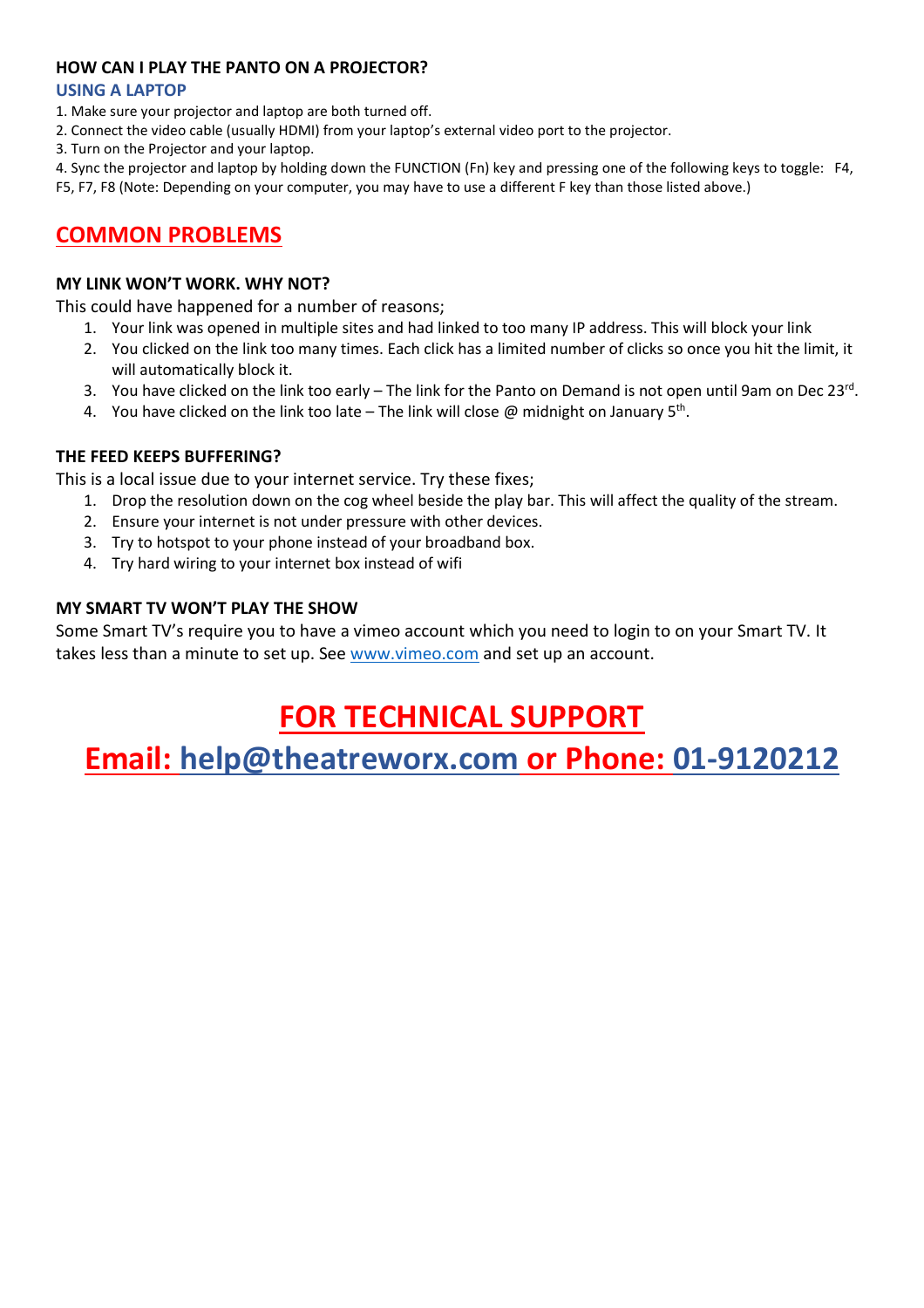**HOW CAN I PLAY THE PANTO ON A PROJECTOR?**

**USING A LAPTOP**

1. Make sure your projector and laptop are both turned off.
2. Connect the video cable (usually HDMI) from your laptop's external video port to the projector.
3. Turn on the Projector and your laptop.
4. Sync the projector and laptop by holding down the FUNCTION (Fn) key and pressing one of the following keys to toggle: F4, F5, F7, F8 (Note: Depending on your computer, you may have to use a different F key than those listed above.)

## COMMON PROBLEMS

**MY LINK WON'T WORK. WHY NOT?**

This could have happened for a number of reasons;

1. Your link was opened in multiple sites and had linked to too many IP address. This will block your link
2. You clicked on the link too many times. Each click has a limited number of clicks so once you hit the limit, it will automatically block it.
3. You have clicked on the link too early – The link for the Panto on Demand is not open until 9am on Dec 23rd.
4. You have clicked on the link too late – The link will close @ midnight on January 5th.

**THE FEED KEEPS BUFFERING?**

This is a local issue due to your internet service. Try these fixes;

1. Drop the resolution down on the cog wheel beside the play bar. This will affect the quality of the stream.
2. Ensure your internet is not under pressure with other devices.
3. Try to hotspot to your phone instead of your broadband box.
4. Try hard wiring to your internet box instead of wifi

**MY SMART TV WON'T PLAY THE SHOW**

Some Smart TV's require you to have a vimeo account which you need to login to on your Smart TV. It takes less than a minute to set up. See www.vimeo.com and set up an account.

# FOR TECHNICAL SUPPORT

# Email: help@theatreworx.com or Phone: 01-9120212